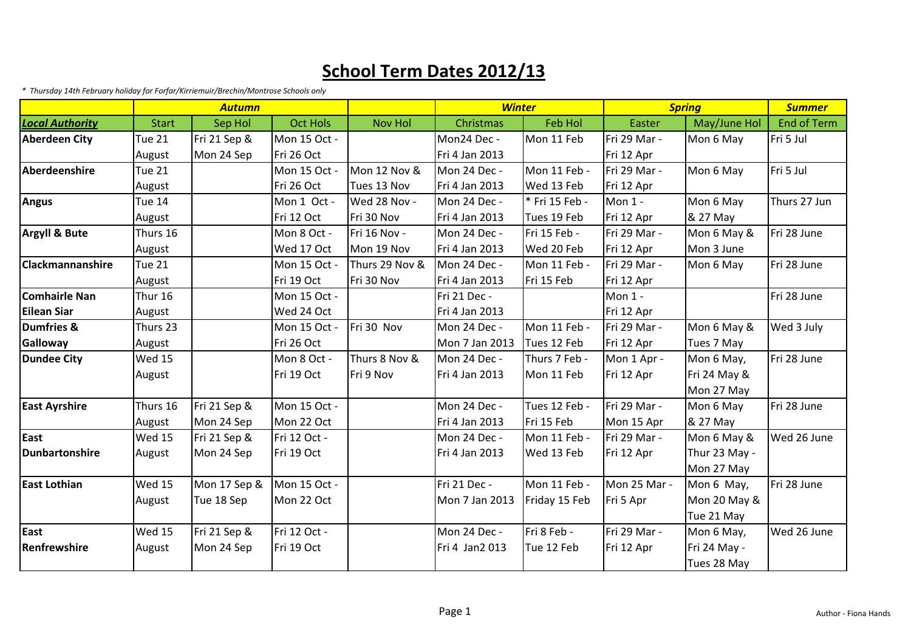# School Term Dates 2012/13

*\* Thursday 14th February holiday for Forfar/Kirriemuir/Brechin/Montrose Schools only*

| | Autumn | | | | Winter | | Spring | | Summer |
|---|---|---|---|---|---|---|---|---|---|
| **Local Authority** | Start | Sep Hol | Oct Hols | Nov Hol | Christmas | Feb Hol | Easter | May/June Hol | End of Term |
| **Aberdeen City** | Tue 21 August | Fri 21 Sep & Mon 24 Sep | Mon 15 Oct - Fri 26 Oct | | Mon24 Dec - Fri 4 Jan 2013 | Mon 11 Feb | Fri 29 Mar - Fri 12 Apr | Mon 6 May | Fri 5 Jul |
| **Aberdeenshire** | Tue 21 August | | Mon 15 Oct - Fri 26 Oct | Mon 12 Nov & Tues 13 Nov | Mon 24 Dec - Fri 4 Jan 2013 | Mon 11 Feb - Wed 13 Feb | Fri 29 Mar - Fri 12 Apr | Mon 6 May | Fri 5 Jul |
| **Angus** | Tue 14 August | | Mon 1 Oct - Fri 12 Oct | Wed 28 Nov - Fri 30 Nov | Mon 24 Dec - Fri 4 Jan 2013 | * Fri 15 Feb - Tues 19 Feb | Mon 1 - Fri 12 Apr | Mon 6 May & 27 May | Thurs 27 Jun |
| **Argyll & Bute** | Thurs 16 August | | Mon 8 Oct - Wed 17 Oct | Fri 16 Nov - Mon 19 Nov | Mon 24 Dec - Fri 4 Jan 2013 | Fri 15 Feb - Wed 20 Feb | Fri 29 Mar - Fri 12 Apr | Mon 6 May & Mon 3 June | Fri 28 June |
| **Clackmannanshire** | Tue 21 August | | Mon 15 Oct - Fri 19 Oct | Thurs 29 Nov & Fri 30 Nov | Mon 24 Dec - Fri 4 Jan 2013 | Mon 11 Feb - Fri 15 Feb | Fri 29 Mar - Fri 12 Apr | Mon 6 May | Fri 28 June |
| **Comhairle Nan Eilean Siar** | Thur 16 August | | Mon 15 Oct - Wed 24 Oct | | Fri 21 Dec - Fri 4 Jan 2013 | | Mon 1 - Fri 12 Apr | | Fri 28 June |
| **Dumfries & Galloway** | Thurs 23 August | | Mon 15 Oct - Fri 26 Oct | Fri 30 Nov | Mon 24 Dec - Mon 7 Jan 2013 | Mon 11 Feb - Tues 12 Feb | Fri 29 Mar - Fri 12 Apr | Mon 6 May & Tues 7 May | Wed 3 July |
| **Dundee City** | Wed 15 August | | Mon 8 Oct - Fri 19 Oct | Thurs 8 Nov & Fri 9 Nov | Mon 24 Dec - Fri 4 Jan 2013 | Thurs 7 Feb - Mon 11 Feb | Mon 1 Apr - Fri 12 Apr | Mon 6 May, Fri 24 May & Mon 27 May | Fri 28 June |
| **East Ayrshire** | Thurs 16 August | Fri 21 Sep & Mon 24 Sep | Mon 15 Oct - Mon 22 Oct | | Mon 24 Dec - Fri 4 Jan 2013 | Tues 12 Feb - Fri 15 Feb | Fri 29 Mar - Mon 15 Apr | Mon 6 May & 27 May | Fri 28 June |
| **East Dunbartonshire** | Wed 15 August | Fri 21 Sep & Mon 24 Sep | Fri 12 Oct - Fri 19 Oct | | Mon 24 Dec - Fri 4 Jan 2013 | Mon 11 Feb - Wed 13 Feb | Fri 29 Mar - Fri 12 Apr | Mon 6 May & Thur 23 May - Mon 27 May | Wed 26 June |
| **East Lothian** | Wed 15 August | Mon 17 Sep & Tue 18 Sep | Mon 15 Oct - Mon 22 Oct | | Fri 21 Dec - Mon 7 Jan 2013 | Mon 11 Feb - Friday 15 Feb | Mon 25 Mar - Fri 5 Apr | Mon 6 May, Mon 20 May & Tue 21 May | Fri 28 June |
| **East Renfrewshire** | Wed 15 August | Fri 21 Sep & Mon 24 Sep | Fri 12 Oct - Fri 19 Oct | | Mon 24 Dec - Fri 4 Jan2 013 | Fri 8 Feb - Tue 12 Feb | Fri 29 Mar - Fri 12 Apr | Mon 6 May, Fri 24 May - Tues 28 May | Wed 26 June |

Author - Fiona Hands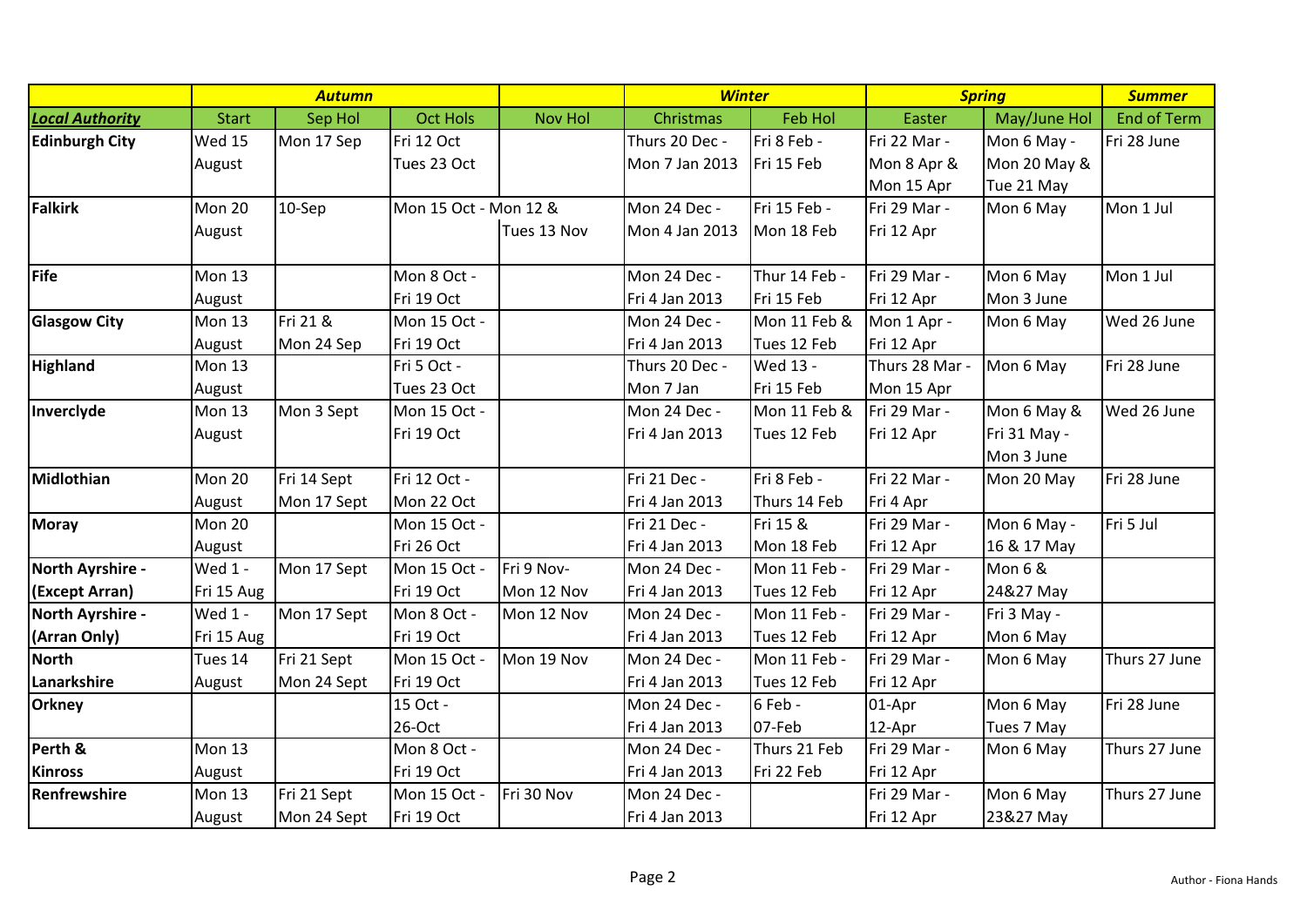| | *Autumn* | | | | *Winter* | | *Spring* | | *Summer* |
|---|---|---|---|---|---|---|---|---|---|
| ***Local Authority*** | Start | Sep Hol | Oct Hols | Nov Hol | Christmas | Feb Hol | Easter | May/June Hol | End of Term |
| **Edinburgh City** | Wed 15 August | Mon 17 Sep | Fri 12 Oct Tues 23 Oct | | Thurs 20 Dec - Mon 7 Jan 2013 | Fri 8 Feb - Fri 15 Feb | Fri 22 Mar - Mon 8 Apr & Mon 15 Apr | Mon 6 May - Mon 20 May & Tue 21 May | Fri 28 June |
| **Falkirk** | Mon 20 August | 10-Sep | Mon 15 Oct - | Mon 12 & Tues 13 Nov | Mon 24 Dec - Mon 4 Jan 2013 | Fri 15 Feb - Mon 18 Feb | Fri 29 Mar - Fri 12 Apr | Mon 6 May | Mon 1 Jul |
| **Fife** | Mon 13 August | | Mon 8 Oct - Fri 19 Oct | | Mon 24 Dec - Fri 4 Jan 2013 | Thur 14 Feb - Fri 15 Feb | Fri 29 Mar - Fri 12 Apr | Mon 6 May Mon 3 June | Mon 1 Jul |
| **Glasgow City** | Mon 13 August | Fri 21 & Mon 24 Sep | Mon 15 Oct - Fri 19 Oct | | Mon 24 Dec - Fri 4 Jan 2013 | Mon 11 Feb & Tues 12 Feb | Mon 1 Apr - Fri 12 Apr | Mon 6 May | Wed 26 June |
| **Highland** | Mon 13 August | | Fri 5 Oct - Tues 23 Oct | | Thurs 20 Dec - Mon 7 Jan | Wed 13 - Fri 15 Feb | Thurs 28 Mar - Mon 15 Apr | Mon 6 May | Fri 28 June |
| **Inverclyde** | Mon 13 August | Mon 3 Sept | Mon 15 Oct - Fri 19 Oct | | Mon 24 Dec - Fri 4 Jan 2013 | Mon 11 Feb & Tues 12 Feb | Fri 29 Mar - Fri 12 Apr | Mon 6 May & Fri 31 May - Mon 3 June | Wed 26 June |
| **Midlothian** | Mon 20 August | Fri 14 Sept Mon 17 Sept | Fri 12 Oct - Mon 22 Oct | | Fri 21 Dec - Fri 4 Jan 2013 | Fri 8 Feb - Thurs 14 Feb | Fri 22 Mar - Fri 4 Apr | Mon 20 May | Fri 28 June |
| **Moray** | Mon 20 August | | Mon 15 Oct - Fri 26 Oct | | Fri 21 Dec - Fri 4 Jan 2013 | Fri 15 & Mon 18 Feb | Fri 29 Mar - Fri 12 Apr | Mon 6 May - 16 & 17 May | Fri 5 Jul |
| **North Ayrshire - (Except Arran)** | Wed 1 - Fri 10 Aug | Mon 17 Sept | Mon 15 Oct - Fri 19 Oct | Fri 9 Nov- Mon 12 Nov | Mon 24 Dec - Fri 4 Jan 2013 | Mon 11 Feb - Tues 12 Feb | Fri 29 Mar - Fri 12 Apr | Mon 6 & 24&27 May | |
| **North Ayrshire - (Arran Only)** | Wed 1 - Fri 15 Aug | Mon 17 Sept | Mon 8 Oct - Fri 19 Oct | Mon 12 Nov | Mon 24 Dec - Fri 4 Jan 2013 | Mon 11 Feb - Tues 12 Feb | Fri 29 Mar - Fri 12 Apr | Fri 3 May - Mon 6 May | |
| **North Lanarkshire** | Tues 14 August | Fri 21 Sept Mon 24 Sept | Mon 15 Oct - Fri 19 Oct | Mon 19 Nov | Mon 24 Dec - Fri 4 Jan 2013 | Mon 11 Feb - Tues 12 Feb | Fri 29 Mar - Fri 12 Apr | Mon 6 May | Thurs 27 June |
| **Orkney** | | | 15 Oct - 26-Oct | | Mon 24 Dec - Fri 4 Jan 2013 | 6 Feb - 07-Feb | 01-Apr 12-Apr | Mon 6 May Tues 7 May | Fri 28 June |
| **Perth & Kinross** | Mon 13 August | | Mon 8 Oct - Fri 19 Oct | | Mon 24 Dec - Fri 4 Jan 2013 | Thurs 21 Feb Fri 22 Feb | Fri 29 Mar - Fri 12 Apr | Mon 6 May | Thurs 27 June |
| **Renfrewshire** | Mon 13 August | Fri 21 Sept Mon 24 Sept | Mon 15 Oct - Fri 19 Oct | Fri 30 Nov | Mon 24 Dec - Fri 4 Jan 2013 | | Fri 29 Mar - Fri 12 Apr | Mon 6 May 23&27 May | Thurs 27 June |

Author - Fiona Hands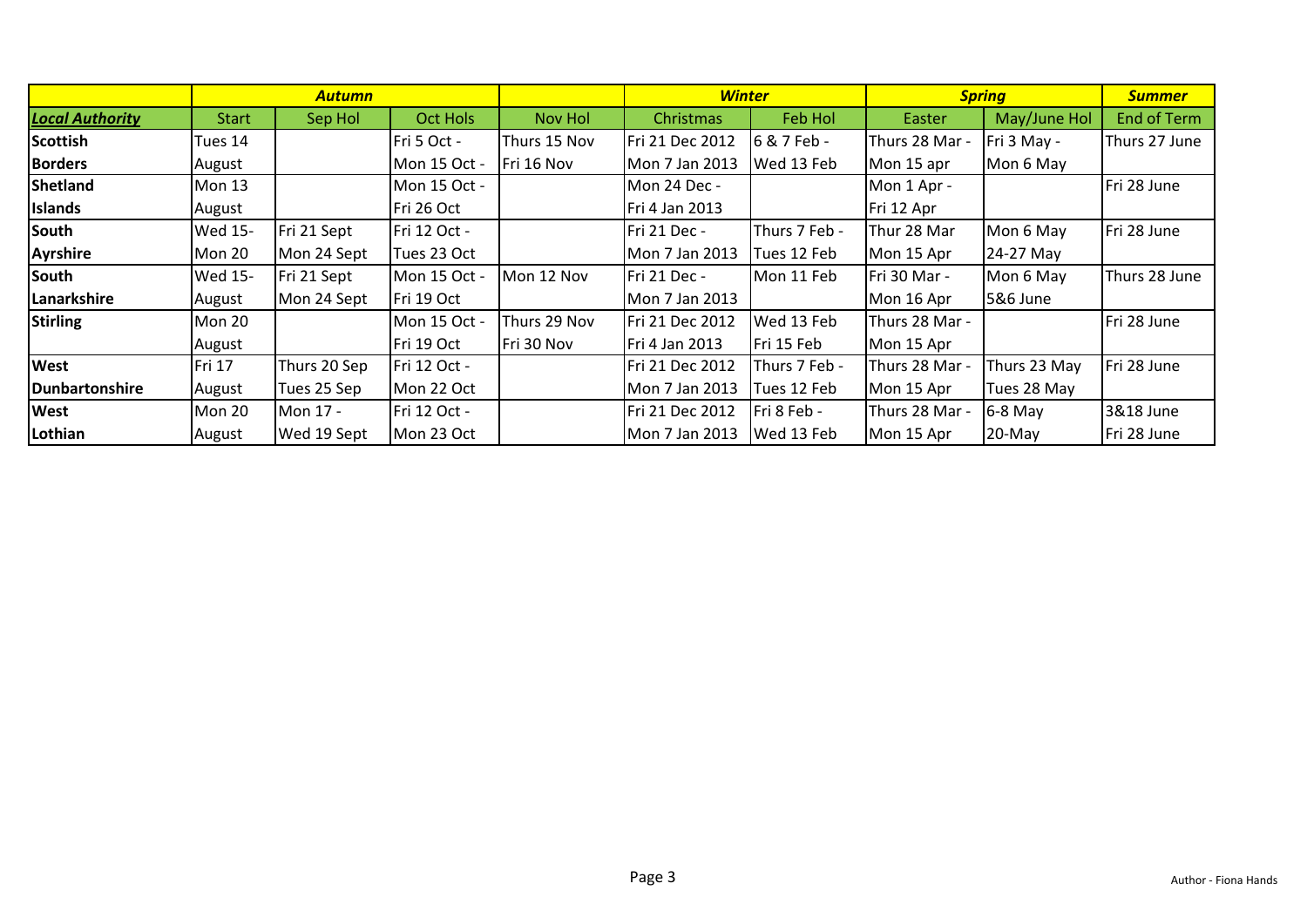| | *Autumn* | | | | *Winter* | | *Spring* | | *Summer* |
|---|---|---|---|---|---|---|---|---|---|
| ***Local Authority*** | Start | Sep Hol | Oct Hols | Nov Hol | Christmas | Feb Hol | Easter | May/June Hol | End of Term |
| **Scottish Borders** | Tues 14 August | | Fri 5 Oct - Mon 15 Oct - | Thurs 15 Nov Fri 16 Nov | Fri 21 Dec 2012 Mon 7 Jan 2013 | 6 & 7 Feb - Wed 13 Feb | Thurs 28 Mar - Mon 15 apr | Fri 3 May - Mon 6 May | Thurs 27 June |
| **Shetland Islands** | Mon 13 August | | Mon 15 Oct - Fri 26 Oct | | Mon 24 Dec - Fri 4 Jan 2013 | | Mon 1 Apr - Fri 12 Apr | | Fri 28 June |
| **South Ayrshire** | Wed 15- Mon 20 | Fri 21 Sept Mon 24 Sept | Fri 12 Oct - Tues 23 Oct | | Fri 21 Dec - Mon 7 Jan 2013 | Thurs 7 Feb - Tues 12 Feb | Thur 28 Mar Mon 15 Apr | Mon 6 May 24-27 May | Fri 28 June |
| **South Lanarkshire** | Wed 15- August | Fri 21 Sept Mon 24 Sept | Mon 15 Oct - Fri 19 Oct | Mon 12 Nov | Fri 21 Dec - Mon 7 Jan 2013 | Mon 11 Feb | Fri 30 Mar - Mon 16 Apr | Mon 6 May 5&6 June | Thurs 28 June |
| **Stirling** | Mon 20 August | | Mon 15 Oct - Fri 19 Oct | Thurs 29 Nov Fri 30 Nov | Fri 21 Dec 2012 Fri 4 Jan 2013 | Wed 13 Feb Fri 15 Feb | Thurs 28 Mar - Mon 15 Apr | | Fri 28 June |
| **West Dunbartonshire** | Fri 17 August | Thurs 20 Sep Tues 25 Sep | Fri 12 Oct - Mon 22 Oct | | Fri 21 Dec 2012 Mon 7 Jan 2013 | Thurs 7 Feb - Tues 12 Feb | Thurs 28 Mar - Mon 15 Apr | Thurs 23 May Tues 28 May | Fri 28 June |
| **West Lothian** | Mon 20 August | Mon 17 - Wed 19 Sept | Fri 12 Oct - Mon 23 Oct | | Fri 21 Dec 2012 Mon 7 Jan 2013 | Fri 8 Feb - Wed 13 Feb | Thurs 28 Mar - Mon 15 Apr | 6-8 May 20-May | 3&18 June Fri 28 June |

Author - Fiona Hands